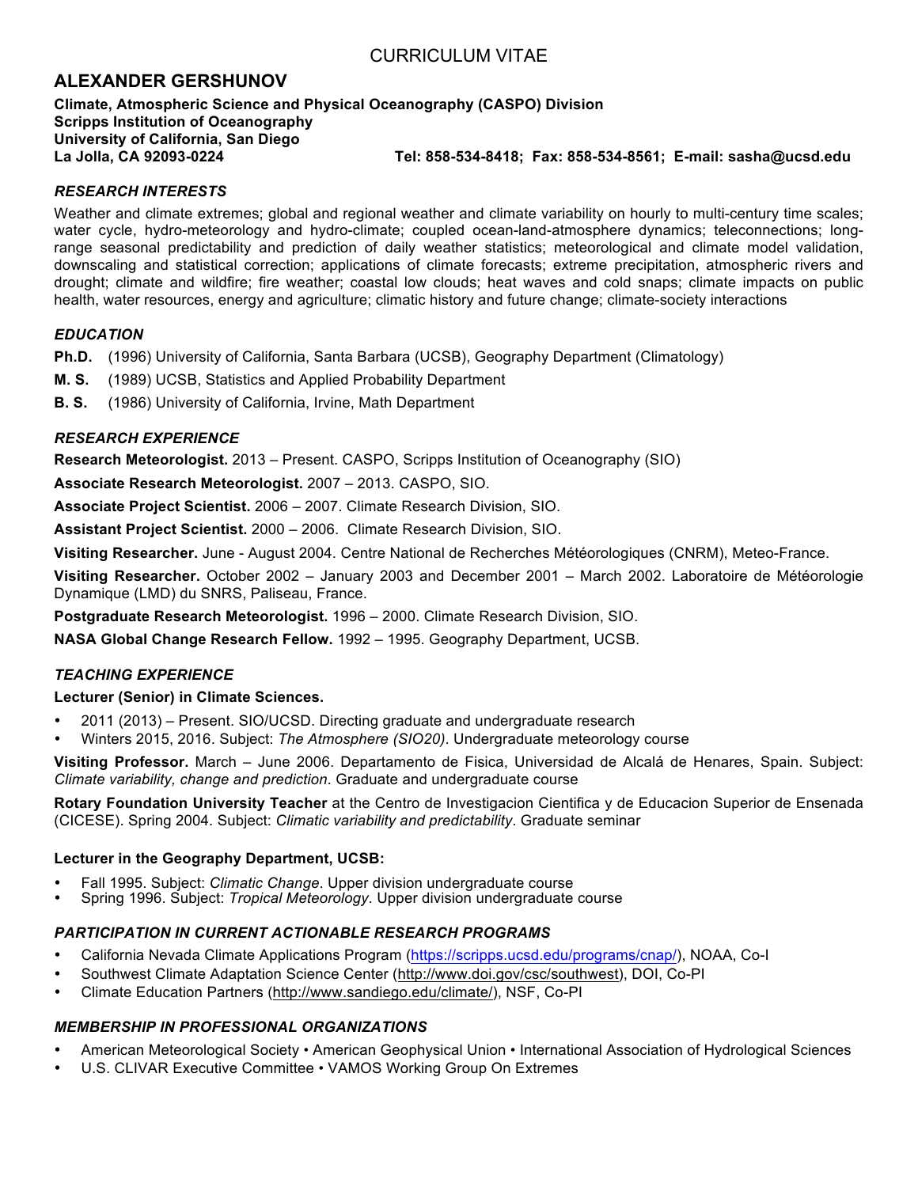# CURRICULUM VITAE

## ALEXANDER GERSHUNOV

**Climate, Atmospheric Science and Physical Oceanography (CASPO) Division**
**Scripps Institution of Oceanography**
**University of California, San Diego**
**La Jolla, CA 92093-0224** **Tel: 858-534-8418; Fax: 858-534-8561; E-mail: sasha@ucsd.edu**

### *RESEARCH INTERESTS*

Weather and climate extremes; global and regional weather and climate variability on hourly to multi-century time scales; water cycle, hydro-meteorology and hydro-climate; coupled ocean-land-atmosphere dynamics; teleconnections; long-range seasonal predictability and prediction of daily weather statistics; meteorological and climate model validation, downscaling and statistical correction; applications of climate forecasts; extreme precipitation, atmospheric rivers and drought; climate and wildfire; fire weather; coastal low clouds; heat waves and cold snaps; climate impacts on public health, water resources, energy and agriculture; climatic history and future change; climate-society interactions

### *EDUCATION*

**Ph.D.** (1996) University of California, Santa Barbara (UCSB), Geography Department (Climatology)

**M. S.** (1989) UCSB, Statistics and Applied Probability Department

**B. S.** (1986) University of California, Irvine, Math Department

### *RESEARCH EXPERIENCE*

**Research Meteorologist.** 2013 – Present. CASPO, Scripps Institution of Oceanography (SIO)

**Associate Research Meteorologist.** 2007 – 2013. CASPO, SIO.

**Associate Project Scientist.** 2006 – 2007. Climate Research Division, SIO.

**Assistant Project Scientist.** 2000 – 2006. Climate Research Division, SIO.

**Visiting Researcher.** June - August 2004. Centre National de Recherches Météorologiques (CNRM), Meteo-France.

**Visiting Researcher.** October 2002 – January 2003 and December 2001 – March 2002. Laboratoire de Météorologie Dynamique (LMD) du SNRS, Paliseau, France.

**Postgraduate Research Meteorologist.** 1996 – 2000. Climate Research Division, SIO.

**NASA Global Change Research Fellow.** 1992 – 1995. Geography Department, UCSB.

### *TEACHING EXPERIENCE*

**Lecturer (Senior) in Climate Sciences.**

- 2011 (2013) – Present. SIO/UCSD. Directing graduate and undergraduate research
- Winters 2015, 2016. Subject: *The Atmosphere (SIO20)*. Undergraduate meteorology course

**Visiting Professor.** March – June 2006. Departamento de Fisica, Universidad de Alcalá de Henares, Spain. Subject: *Climate variability, change and prediction*. Graduate and undergraduate course

**Rotary Foundation University Teacher** at the Centro de Investigacion Cientifica y de Educacion Superior de Ensenada (CICESE). Spring 2004. Subject: *Climatic variability and predictability*. Graduate seminar

**Lecturer in the Geography Department, UCSB:**

- Fall 1995. Subject: *Climatic Change*. Upper division undergraduate course
- Spring 1996. Subject: *Tropical Meteorology*. Upper division undergraduate course

### *PARTICIPATION IN CURRENT ACTIONABLE RESEARCH PROGRAMS*

- California Nevada Climate Applications Program (https://scripps.ucsd.edu/programs/cnap/), NOAA, Co-I
- Southwest Climate Adaptation Science Center (http://www.doi.gov/csc/southwest), DOI, Co-PI
- Climate Education Partners (http://www.sandiego.edu/climate/), NSF, Co-PI

### *MEMBERSHIP IN PROFESSIONAL ORGANIZATIONS*

- American Meteorological Society • American Geophysical Union • International Association of Hydrological Sciences
- U.S. CLIVAR Executive Committee • VAMOS Working Group On Extremes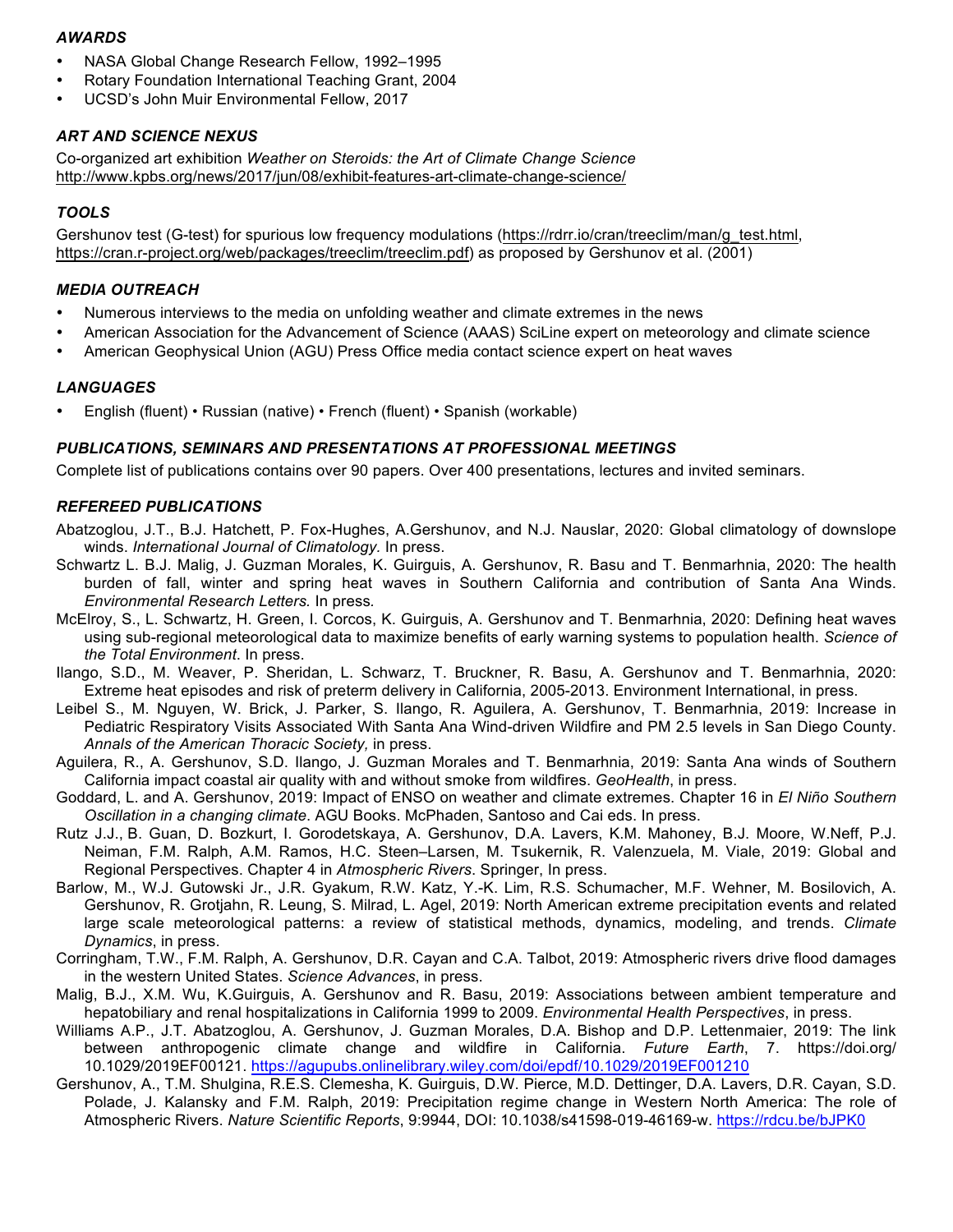### *AWARDS*

- NASA Global Change Research Fellow, 1992–1995
- Rotary Foundation International Teaching Grant, 2004
- UCSD's John Muir Environmental Fellow, 2017

### *ART AND SCIENCE NEXUS*

Co-organized art exhibition *Weather on Steroids: the Art of Climate Change Science*
http://www.kpbs.org/news/2017/jun/08/exhibit-features-art-climate-change-science/

### *TOOLS*

Gershunov test (G-test) for spurious low frequency modulations (https://rdrr.io/cran/treeclim/man/g_test.html, https://cran.r-project.org/web/packages/treeclim/treeclim.pdf) as proposed by Gershunov et al. (2001)

### *MEDIA OUTREACH*

- Numerous interviews to the media on unfolding weather and climate extremes in the news
- American Association for the Advancement of Science (AAAS) SciLine expert on meteorology and climate science
- American Geophysical Union (AGU) Press Office media contact science expert on heat waves

### *LANGUAGES*

- English (fluent) • Russian (native) • French (fluent) • Spanish (workable)

### *PUBLICATIONS, SEMINARS AND PRESENTATIONS AT PROFESSIONAL MEETINGS*

Complete list of publications contains over 90 papers. Over 400 presentations, lectures and invited seminars.

### *REFEREED PUBLICATIONS*

Abatzoglou, J.T., B.J. Hatchett, P. Fox-Hughes, A.Gershunov, and N.J. Nauslar, 2020: Global climatology of downslope winds. *International Journal of Climatology.* In press.

Schwartz L. B.J. Malig, J. Guzman Morales, K. Guirguis, A. Gershunov, R. Basu and T. Benmarhnia, 2020: The health burden of fall, winter and spring heat waves in Southern California and contribution of Santa Ana Winds. *Environmental Research Letters.* In press*.*

McElroy, S., L. Schwartz, H. Green, I. Corcos, K. Guirguis, A. Gershunov and T. Benmarhnia, 2020: Defining heat waves using sub-regional meteorological data to maximize benefits of early warning systems to population health. *Science of the Total Environment*. In press.

Ilango, S.D., M. Weaver, P. Sheridan, L. Schwarz, T. Bruckner, R. Basu, A. Gershunov and T. Benmarhnia, 2020: Extreme heat episodes and risk of preterm delivery in California, 2005-2013. Environment International, in press.

Leibel S., M. Nguyen, W. Brick, J. Parker, S. Ilango, R. Aguilera, A. Gershunov, T. Benmarhnia, 2019: Increase in Pediatric Respiratory Visits Associated With Santa Ana Wind-driven Wildfire and PM 2.5 levels in San Diego County. *Annals of the American Thoracic Society,* in press.

Aguilera, R., A. Gershunov, S.D. Ilango, J. Guzman Morales and T. Benmarhnia, 2019: Santa Ana winds of Southern California impact coastal air quality with and without smoke from wildfires. *GeoHealth*, in press.

Goddard, L. and A. Gershunov, 2019: Impact of ENSO on weather and climate extremes. Chapter 16 in *El Niño Southern Oscillation in a changing climate*. AGU Books. McPhaden, Santoso and Cai eds. In press.

Rutz J.J., B. Guan, D. Bozkurt, I. Gorodetskaya, A. Gershunov, D.A. Lavers, K.M. Mahoney, B.J. Moore, W.Neff, P.J. Neiman, F.M. Ralph, A.M. Ramos, H.C. Steen–Larsen, M. Tsukernik, R. Valenzuela, M. Viale, 2019: Global and Regional Perspectives. Chapter 4 in *Atmospheric Rivers*. Springer, In press.

Barlow, M., W.J. Gutowski Jr., J.R. Gyakum, R.W. Katz, Y.-K. Lim, R.S. Schumacher, M.F. Wehner, M. Bosilovich, A. Gershunov, R. Grotjahn, R. Leung, S. Milrad, L. Agel, 2019: North American extreme precipitation events and related large scale meteorological patterns: a review of statistical methods, dynamics, modeling, and trends. *Climate Dynamics*, in press.

Corringham, T.W., F.M. Ralph, A. Gershunov, D.R. Cayan and C.A. Talbot, 2019: Atmospheric rivers drive flood damages in the western United States. *Science Advances*, in press.

Malig, B.J., X.M. Wu, K.Guirguis, A. Gershunov and R. Basu, 2019: Associations between ambient temperature and hepatobiliary and renal hospitalizations in California 1999 to 2009. *Environmental Health Perspectives*, in press.

Williams A.P., J.T. Abatzoglou, A. Gershunov, J. Guzman Morales, D.A. Bishop and D.P. Lettenmaier, 2019: The link between anthropogenic climate change and wildfire in California. *Future Earth*, 7. https://doi.org/10.1029/2019EF00121. https://agupubs.onlinelibrary.wiley.com/doi/epdf/10.1029/2019EF001210

Gershunov, A., T.M. Shulgina, R.E.S. Clemesha, K. Guirguis, D.W. Pierce, M.D. Dettinger, D.A. Lavers, D.R. Cayan, S.D. Polade, J. Kalansky and F.M. Ralph, 2019: Precipitation regime change in Western North America: The role of Atmospheric Rivers. *Nature Scientific Reports*, 9:9944, DOI: 10.1038/s41598-019-46169-w. https://rdcu.be/bJPK0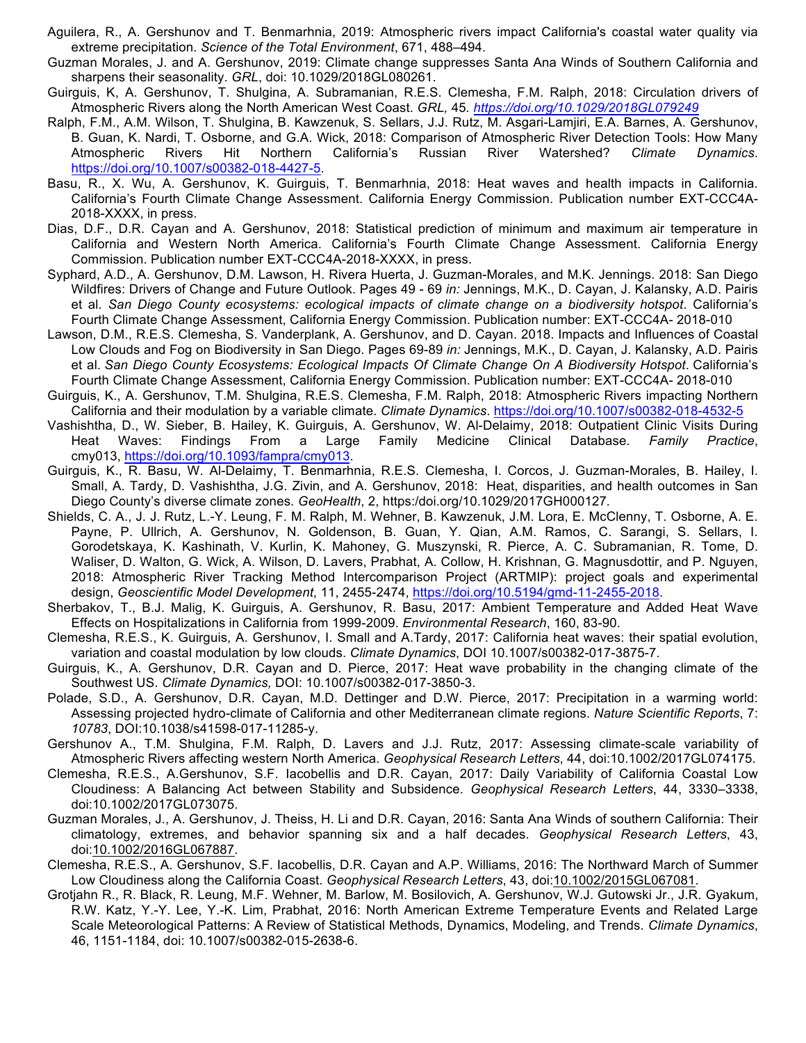Aguilera, R., A. Gershunov and T. Benmarhnia, 2019: Atmospheric rivers impact California's coastal water quality via extreme precipitation. *Science of the Total Environment*, 671, 488–494.

Guzman Morales, J. and A. Gershunov, 2019: Climate change suppresses Santa Ana Winds of Southern California and sharpens their seasonality. *GRL*, doi: 10.1029/2018GL080261.

Guirguis, K, A. Gershunov, T. Shulgina, A. Subramanian, R.E.S. Clemesha, F.M. Ralph, 2018: Circulation drivers of Atmospheric Rivers along the North American West Coast. *GRL,* 45. *https://doi.org/10.1029/2018GL079249*

Ralph, F.M., A.M. Wilson, T. Shulgina, B. Kawzenuk, S. Sellars, J.J. Rutz, M. Asgari-Lamjiri, E.A. Barnes, A. Gershunov, B. Guan, K. Nardi, T. Osborne, and G.A. Wick, 2018: Comparison of Atmospheric River Detection Tools: How Many Atmospheric Rivers Hit Northern California's Russian River Watershed? *Climate Dynamics*. https://doi.org/10.1007/s00382-018-4427-5.

Basu, R., X. Wu, A. Gershunov, K. Guirguis, T. Benmarhnia, 2018: Heat waves and health impacts in California. California's Fourth Climate Change Assessment. California Energy Commission. Publication number EXT-CCC4A-2018-XXXX, in press.

Dias, D.F., D.R. Cayan and A. Gershunov, 2018: Statistical prediction of minimum and maximum air temperature in California and Western North America. California's Fourth Climate Change Assessment. California Energy Commission. Publication number EXT-CCC4A-2018-XXXX, in press.

Syphard, A.D., A. Gershunov, D.M. Lawson, H. Rivera Huerta, J. Guzman-Morales, and M.K. Jennings. 2018: San Diego Wildfires: Drivers of Change and Future Outlook. Pages 49 - 69 *in:* Jennings, M.K., D. Cayan, J. Kalansky, A.D. Pairis et al. *San Diego County ecosystems: ecological impacts of climate change on a biodiversity hotspot*. California's Fourth Climate Change Assessment, California Energy Commission. Publication number: EXT-CCC4A- 2018-010

Lawson, D.M., R.E.S. Clemesha, S. Vanderplank, A. Gershunov, and D. Cayan. 2018. Impacts and Influences of Coastal Low Clouds and Fog on Biodiversity in San Diego. Pages 69-89 *in:* Jennings, M.K., D. Cayan, J. Kalansky, A.D. Pairis et al. *San Diego County Ecosystems: Ecological Impacts Of Climate Change On A Biodiversity Hotspot*. California's Fourth Climate Change Assessment, California Energy Commission. Publication number: EXT-CCC4A- 2018-010

Guirguis, K., A. Gershunov, T.M. Shulgina, R.E.S. Clemesha, F.M. Ralph, 2018: Atmospheric Rivers impacting Northern California and their modulation by a variable climate. *Climate Dynamics*. https://doi.org/10.1007/s00382-018-4532-5

Vashishtha, D., W. Sieber, B. Hailey, K. Guirguis, A. Gershunov, W. Al-Delaimy, 2018: Outpatient Clinic Visits During Heat Waves: Findings From a Large Family Medicine Clinical Database. *Family Practice*, cmy013, https://doi.org/10.1093/fampra/cmy013.

Guirguis, K., R. Basu, W. Al-Delaimy, T. Benmarhnia, R.E.S. Clemesha, I. Corcos, J. Guzman-Morales, B. Hailey, I. Small, A. Tardy, D. Vashishtha, J.G. Zivin, and A. Gershunov, 2018: Heat, disparities, and health outcomes in San Diego County's diverse climate zones. *GeoHealth*, 2, https:/doi.org/10.1029/2017GH000127.

Shields, C. A., J. J. Rutz, L.-Y. Leung, F. M. Ralph, M. Wehner, B. Kawzenuk, J.M. Lora, E. McClenny, T. Osborne, A. E. Payne, P. Ullrich, A. Gershunov, N. Goldenson, B. Guan, Y. Qian, A.M. Ramos, C. Sarangi, S. Sellars, I. Gorodetskaya, K. Kashinath, V. Kurlin, K. Mahoney, G. Muszynski, R. Pierce, A. C. Subramanian, R. Tome, D. Waliser, D. Walton, G. Wick, A. Wilson, D. Lavers, Prabhat, A. Collow, H. Krishnan, G. Magnusdottir, and P. Nguyen, 2018: Atmospheric River Tracking Method Intercomparison Project (ARTMIP): project goals and experimental design, *Geoscientific Model Development*, 11, 2455-2474, https://doi.org/10.5194/gmd-11-2455-2018.

Sherbakov, T., B.J. Malig, K. Guirguis, A. Gershunov, R. Basu, 2017: Ambient Temperature and Added Heat Wave Effects on Hospitalizations in California from 1999-2009. *Environmental Research*, 160, 83-90.

Clemesha, R.E.S., K. Guirguis, A. Gershunov, I. Small and A.Tardy, 2017: California heat waves: their spatial evolution, variation and coastal modulation by low clouds. *Climate Dynamics*, DOI 10.1007/s00382-017-3875-7.

Guirguis, K., A. Gershunov, D.R. Cayan and D. Pierce, 2017: Heat wave probability in the changing climate of the Southwest US. *Climate Dynamics,* DOI: 10.1007/s00382-017-3850-3.

Polade, S.D., A. Gershunov, D.R. Cayan, M.D. Dettinger and D.W. Pierce, 2017: Precipitation in a warming world: Assessing projected hydro-climate of California and other Mediterranean climate regions. *Nature Scientific Reports*, 7: *10783*, DOI:10.1038/s41598-017-11285-y.

Gershunov A., T.M. Shulgina, F.M. Ralph, D. Lavers and J.J. Rutz, 2017: Assessing climate-scale variability of Atmospheric Rivers affecting western North America. *Geophysical Research Letters*, 44, doi:10.1002/2017GL074175.

Clemesha, R.E.S., A.Gershunov, S.F. Iacobellis and D.R. Cayan, 2017: Daily Variability of California Coastal Low Cloudiness: A Balancing Act between Stability and Subsidence. *Geophysical Research Letters*, 44, 3330–3338, doi:10.1002/2017GL073075.

Guzman Morales, J., A. Gershunov, J. Theiss, H. Li and D.R. Cayan, 2016: Santa Ana Winds of southern California: Their climatology, extremes, and behavior spanning six and a half decades. *Geophysical Research Letters*, 43, doi:10.1002/2016GL067887.

Clemesha, R.E.S., A. Gershunov, S.F. Iacobellis, D.R. Cayan and A.P. Williams, 2016: The Northward March of Summer Low Cloudiness along the California Coast. *Geophysical Research Letters*, 43, doi:10.1002/2015GL067081.

Grotjahn R., R. Black, R. Leung, M.F. Wehner, M. Barlow, M. Bosilovich, A. Gershunov, W.J. Gutowski Jr., J.R. Gyakum, R.W. Katz, Y.-Y. Lee, Y.-K. Lim, Prabhat, 2016: North American Extreme Temperature Events and Related Large Scale Meteorological Patterns: A Review of Statistical Methods, Dynamics, Modeling, and Trends. *Climate Dynamics*, 46, 1151-1184, doi: 10.1007/s00382-015-2638-6.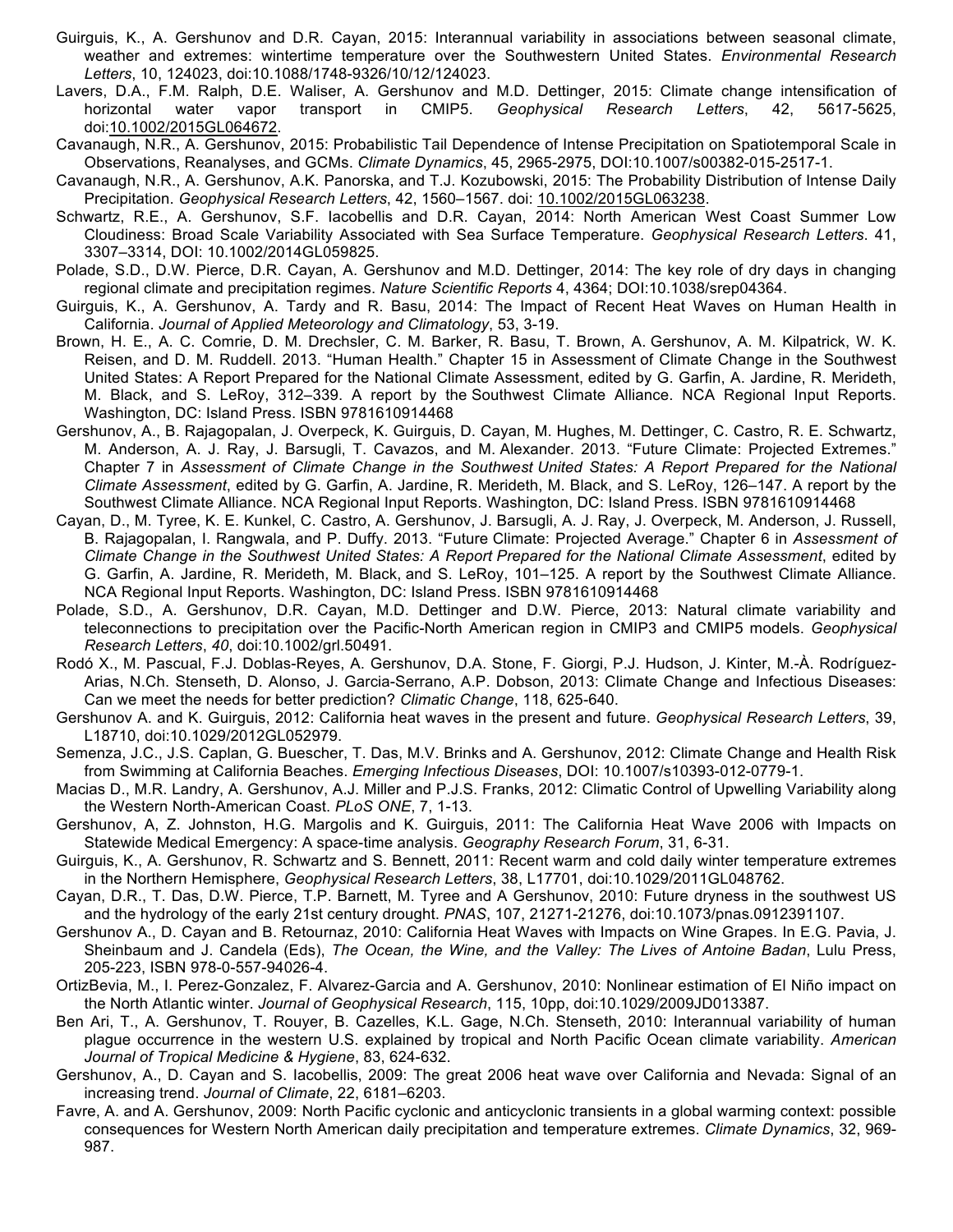Guirguis, K., A. Gershunov and D.R. Cayan, 2015: Interannual variability in associations between seasonal climate, weather and extremes: wintertime temperature over the Southwestern United States. *Environmental Research Letters*, 10, 124023, doi:10.1088/1748-9326/10/12/124023.

Lavers, D.A., F.M. Ralph, D.E. Waliser, A. Gershunov and M.D. Dettinger, 2015: Climate change intensification of horizontal water vapor transport in CMIP5. *Geophysical Research Letters*, 42, 5617-5625, doi:10.1002/2015GL064672.

Cavanaugh, N.R., A. Gershunov, 2015: Probabilistic Tail Dependence of Intense Precipitation on Spatiotemporal Scale in Observations, Reanalyses, and GCMs. *Climate Dynamics*, 45, 2965-2975, DOI:10.1007/s00382-015-2517-1.

Cavanaugh, N.R., A. Gershunov, A.K. Panorska, and T.J. Kozubowski, 2015: The Probability Distribution of Intense Daily Precipitation. *Geophysical Research Letters*, 42, 1560–1567. doi: 10.1002/2015GL063238.

Schwartz, R.E., A. Gershunov, S.F. Iacobellis and D.R. Cayan, 2014: North American West Coast Summer Low Cloudiness: Broad Scale Variability Associated with Sea Surface Temperature. *Geophysical Research Letters*. 41, 3307–3314, DOI: 10.1002/2014GL059825.

Polade, S.D., D.W. Pierce, D.R. Cayan, A. Gershunov and M.D. Dettinger, 2014: The key role of dry days in changing regional climate and precipitation regimes. *Nature Scientific Reports* 4, 4364; DOI:10.1038/srep04364.

Guirguis, K., A. Gershunov, A. Tardy and R. Basu, 2014: The Impact of Recent Heat Waves on Human Health in California. *Journal of Applied Meteorology and Climatology*, 53, 3-19.

Brown, H. E., A. C. Comrie, D. M. Drechsler, C. M. Barker, R. Basu, T. Brown, A. Gershunov, A. M. Kilpatrick, W. K. Reisen, and D. M. Ruddell. 2013. "Human Health." Chapter 15 in Assessment of Climate Change in the Southwest United States: A Report Prepared for the National Climate Assessment, edited by G. Garfin, A. Jardine, R. Merideth, M. Black, and S. LeRoy, 312–339. A report by the Southwest Climate Alliance. NCA Regional Input Reports. Washington, DC: Island Press. ISBN 9781610914468

Gershunov, A., B. Rajagopalan, J. Overpeck, K. Guirguis, D. Cayan, M. Hughes, M. Dettinger, C. Castro, R. E. Schwartz, M. Anderson, A. J. Ray, J. Barsugli, T. Cavazos, and M. Alexander. 2013. "Future Climate: Projected Extremes." Chapter 7 in *Assessment of Climate Change in the Southwest United States: A Report Prepared for the National Climate Assessment*, edited by G. Garfin, A. Jardine, R. Merideth, M. Black, and S. LeRoy, 126–147. A report by the Southwest Climate Alliance. NCA Regional Input Reports. Washington, DC: Island Press. ISBN 9781610914468

Cayan, D., M. Tyree, K. E. Kunkel, C. Castro, A. Gershunov, J. Barsugli, A. J. Ray, J. Overpeck, M. Anderson, J. Russell, B. Rajagopalan, I. Rangwala, and P. Duffy. 2013. "Future Climate: Projected Average." Chapter 6 in *Assessment of Climate Change in the Southwest United States: A Report Prepared for the National Climate Assessment*, edited by G. Garfin, A. Jardine, R. Merideth, M. Black, and S. LeRoy, 101–125. A report by the Southwest Climate Alliance. NCA Regional Input Reports. Washington, DC: Island Press. ISBN 9781610914468

Polade, S.D., A. Gershunov, D.R. Cayan, M.D. Dettinger and D.W. Pierce, 2013: Natural climate variability and teleconnections to precipitation over the Pacific-North American region in CMIP3 and CMIP5 models. *Geophysical Research Letters*, *40*, doi:10.1002/grl.50491.

Rodó X., M. Pascual, F.J. Doblas-Reyes, A. Gershunov, D.A. Stone, F. Giorgi, P.J. Hudson, J. Kinter, M.-À. Rodríguez-Arias, N.Ch. Stenseth, D. Alonso, J. Garcia-Serrano, A.P. Dobson, 2013: Climate Change and Infectious Diseases: Can we meet the needs for better prediction? *Climatic Change*, 118, 625-640.

Gershunov A. and K. Guirguis, 2012: California heat waves in the present and future. *Geophysical Research Letters*, 39, L18710, doi:10.1029/2012GL052979.

Semenza, J.C., J.S. Caplan, G. Buescher, T. Das, M.V. Brinks and A. Gershunov, 2012: Climate Change and Health Risk from Swimming at California Beaches. *Emerging Infectious Diseases*, DOI: 10.1007/s10393-012-0779-1.

Macias D., M.R. Landry, A. Gershunov, A.J. Miller and P.J.S. Franks, 2012: Climatic Control of Upwelling Variability along the Western North-American Coast. *PLoS ONE*, 7, 1-13.

Gershunov, A, Z. Johnston, H.G. Margolis and K. Guirguis, 2011: The California Heat Wave 2006 with Impacts on Statewide Medical Emergency: A space-time analysis. *Geography Research Forum*, 31, 6-31.

Guirguis, K., A. Gershunov, R. Schwartz and S. Bennett, 2011: Recent warm and cold daily winter temperature extremes in the Northern Hemisphere, *Geophysical Research Letters*, 38, L17701, doi:10.1029/2011GL048762.

Cayan, D.R., T. Das, D.W. Pierce, T.P. Barnett, M. Tyree and A Gershunov, 2010: Future dryness in the southwest US and the hydrology of the early 21st century drought. *PNAS*, 107, 21271-21276, doi:10.1073/pnas.0912391107.

Gershunov A., D. Cayan and B. Retournaz, 2010: California Heat Waves with Impacts on Wine Grapes. In E.G. Pavia, J. Sheinbaum and J. Candela (Eds), *The Ocean, the Wine, and the Valley: The Lives of Antoine Badan*, Lulu Press, 205-223, ISBN 978-0-557-94026-4.

OrtizBevia, M., I. Perez-Gonzalez, F. Alvarez-Garcia and A. Gershunov, 2010: Nonlinear estimation of El Niño impact on the North Atlantic winter. *Journal of Geophysical Research*, 115, 10pp, doi:10.1029/2009JD013387.

Ben Ari, T., A. Gershunov, T. Rouyer, B. Cazelles, K.L. Gage, N.Ch. Stenseth, 2010: Interannual variability of human plague occurrence in the western U.S. explained by tropical and North Pacific Ocean climate variability. *American Journal of Tropical Medicine & Hygiene*, 83, 624-632.

Gershunov, A., D. Cayan and S. Iacobellis, 2009: The great 2006 heat wave over California and Nevada: Signal of an increasing trend. *Journal of Climate*, 22, 6181–6203.

Favre, A. and A. Gershunov, 2009: North Pacific cyclonic and anticyclonic transients in a global warming context: possible consequences for Western North American daily precipitation and temperature extremes. *Climate Dynamics*, 32, 969-987.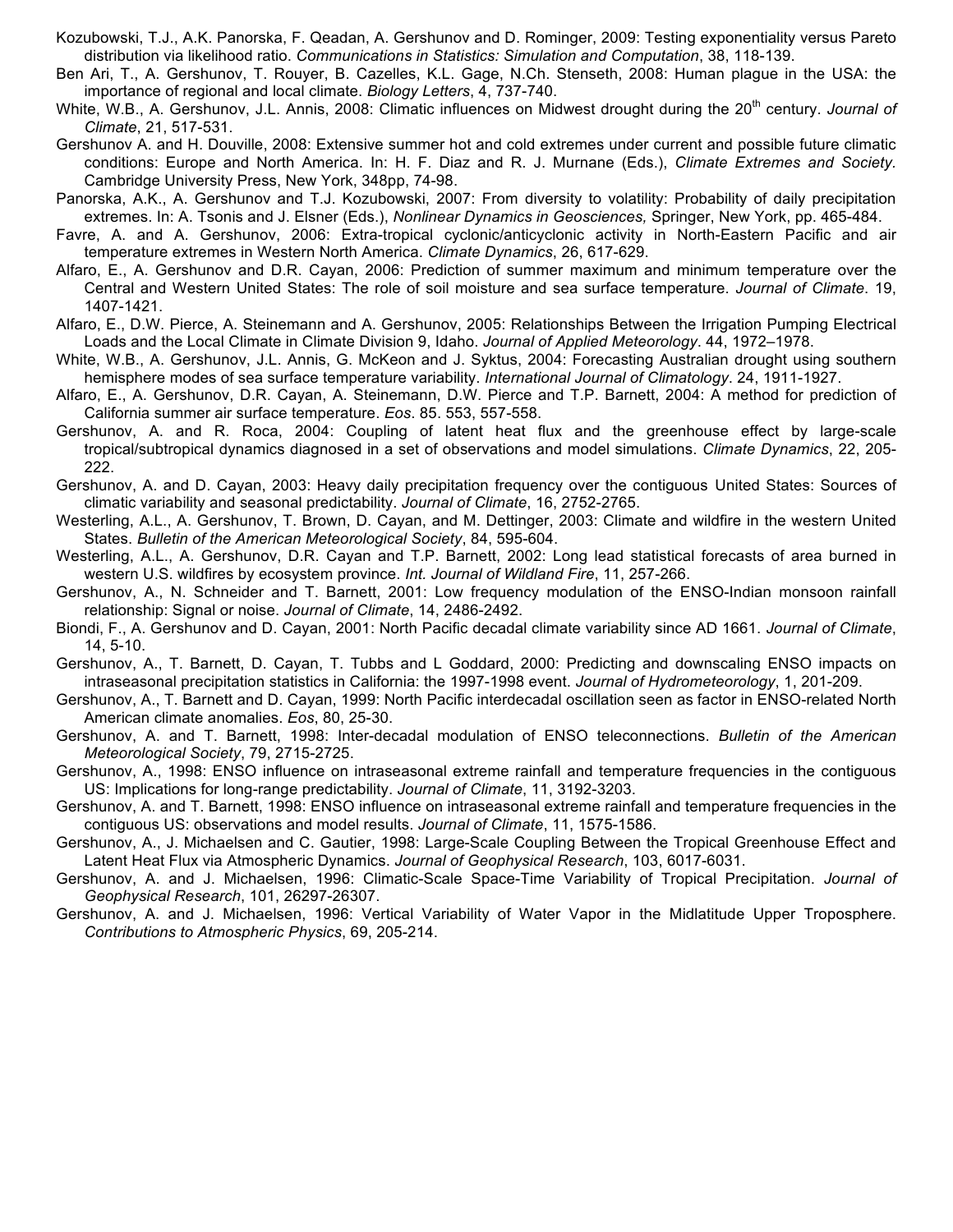Kozubowski, T.J., A.K. Panorska, F. Qeadan, A. Gershunov and D. Rominger, 2009: Testing exponentiality versus Pareto distribution via likelihood ratio. *Communications in Statistics: Simulation and Computation*, 38, 118-139.

Ben Ari, T., A. Gershunov, T. Rouyer, B. Cazelles, K.L. Gage, N.Ch. Stenseth, 2008: Human plague in the USA: the importance of regional and local climate. *Biology Letters*, 4, 737-740.

White, W.B., A. Gershunov, J.L. Annis, 2008: Climatic influences on Midwest drought during the 20th century. *Journal of Climate*, 21, 517-531.

Gershunov A. and H. Douville, 2008: Extensive summer hot and cold extremes under current and possible future climatic conditions: Europe and North America. In: H. F. Diaz and R. J. Murnane (Eds.), *Climate Extremes and Society.* Cambridge University Press, New York, 348pp, 74-98.

Panorska, A.K., A. Gershunov and T.J. Kozubowski, 2007: From diversity to volatility: Probability of daily precipitation extremes. In: A. Tsonis and J. Elsner (Eds.), *Nonlinear Dynamics in Geosciences,* Springer, New York, pp. 465-484.

Favre, A. and A. Gershunov, 2006: Extra-tropical cyclonic/anticyclonic activity in North-Eastern Pacific and air temperature extremes in Western North America. *Climate Dynamics*, 26, 617-629.

Alfaro, E., A. Gershunov and D.R. Cayan, 2006: Prediction of summer maximum and minimum temperature over the Central and Western United States: The role of soil moisture and sea surface temperature. *Journal of Climate*. 19, 1407-1421.

Alfaro, E., D.W. Pierce, A. Steinemann and A. Gershunov, 2005: Relationships Between the Irrigation Pumping Electrical Loads and the Local Climate in Climate Division 9, Idaho. *Journal of Applied Meteorology*. 44, 1972–1978.

White, W.B., A. Gershunov, J.L. Annis, G. McKeon and J. Syktus, 2004: Forecasting Australian drought using southern hemisphere modes of sea surface temperature variability. *International Journal of Climatology*. 24, 1911-1927.

Alfaro, E., A. Gershunov, D.R. Cayan, A. Steinemann, D.W. Pierce and T.P. Barnett, 2004: A method for prediction of California summer air surface temperature. *Eos*. 85. 553, 557-558.

Gershunov, A. and R. Roca, 2004: Coupling of latent heat flux and the greenhouse effect by large-scale tropical/subtropical dynamics diagnosed in a set of observations and model simulations. *Climate Dynamics*, 22, 205-222.

Gershunov, A. and D. Cayan, 2003: Heavy daily precipitation frequency over the contiguous United States: Sources of climatic variability and seasonal predictability. *Journal of Climate*, 16, 2752-2765.

Westerling, A.L., A. Gershunov, T. Brown, D. Cayan, and M. Dettinger, 2003: Climate and wildfire in the western United States. *Bulletin of the American Meteorological Society*, 84, 595-604.

Westerling, A.L., A. Gershunov, D.R. Cayan and T.P. Barnett, 2002: Long lead statistical forecasts of area burned in western U.S. wildfires by ecosystem province. *Int. Journal of Wildland Fire*, 11, 257-266.

Gershunov, A., N. Schneider and T. Barnett, 2001: Low frequency modulation of the ENSO-Indian monsoon rainfall relationship: Signal or noise. *Journal of Climate*, 14, 2486-2492.

Biondi, F., A. Gershunov and D. Cayan, 2001: North Pacific decadal climate variability since AD 1661. *Journal of Climate*, 14, 5-10.

Gershunov, A., T. Barnett, D. Cayan, T. Tubbs and L Goddard, 2000: Predicting and downscaling ENSO impacts on intraseasonal precipitation statistics in California: the 1997-1998 event. *Journal of Hydrometeorology*, 1, 201-209.

Gershunov, A., T. Barnett and D. Cayan, 1999: North Pacific interdecadal oscillation seen as factor in ENSO-related North American climate anomalies. *Eos*, 80, 25-30.

Gershunov, A. and T. Barnett, 1998: Inter-decadal modulation of ENSO teleconnections. *Bulletin of the American Meteorological Society*, 79, 2715-2725.

Gershunov, A., 1998: ENSO influence on intraseasonal extreme rainfall and temperature frequencies in the contiguous US: Implications for long-range predictability. *Journal of Climate*, 11, 3192-3203.

Gershunov, A. and T. Barnett, 1998: ENSO influence on intraseasonal extreme rainfall and temperature frequencies in the contiguous US: observations and model results. *Journal of Climate*, 11, 1575-1586.

Gershunov, A., J. Michaelsen and C. Gautier, 1998: Large-Scale Coupling Between the Tropical Greenhouse Effect and Latent Heat Flux via Atmospheric Dynamics. *Journal of Geophysical Research*, 103, 6017-6031.

Gershunov, A. and J. Michaelsen, 1996: Climatic-Scale Space-Time Variability of Tropical Precipitation. *Journal of Geophysical Research*, 101, 26297-26307.

Gershunov, A. and J. Michaelsen, 1996: Vertical Variability of Water Vapor in the Midlatitude Upper Troposphere. *Contributions to Atmospheric Physics*, 69, 205-214.